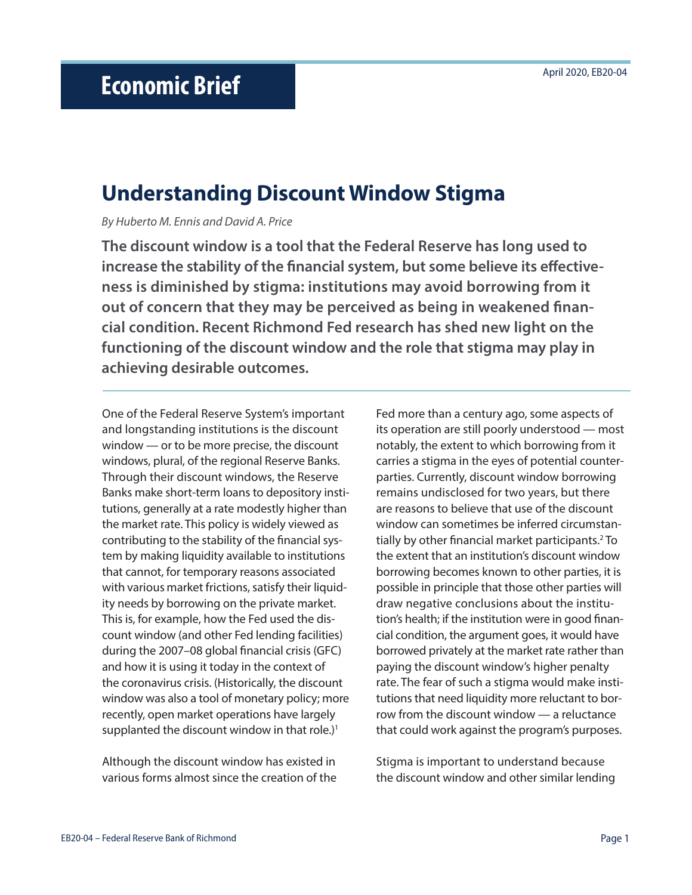# Economic Brief

April 2020, EB20-04

## Understanding Discount Window Stigma

*By Huberto M. Ennis and David A. Price*

**The discount window is a tool that the Federal Reserve has long used to increase the stability of the financial system, but some believe its effectiveness is diminished by stigma: institutions may avoid borrowing from it out of concern that they may be perceived as being in weakened financial condition. Recent Richmond Fed research has shed new light on the functioning of the discount window and the role that stigma may play in achieving desirable outcomes.**

One of the Federal Reserve System's important and longstanding institutions is the discount window — or to be more precise, the discount windows, plural, of the regional Reserve Banks. Through their discount windows, the Reserve Banks make short-term loans to depository institutions, generally at a rate modestly higher than the market rate. This policy is widely viewed as contributing to the stability of the financial system by making liquidity available to institutions that cannot, for temporary reasons associated with various market frictions, satisfy their liquidity needs by borrowing on the private market. This is, for example, how the Fed used the discount window (and other Fed lending facilities) during the 2007–08 global financial crisis (GFC) and how it is using it today in the context of the coronavirus crisis. (Historically, the discount window was also a tool of monetary policy; more recently, open market operations have largely supplanted the discount window in that role.)[1]

Although the discount window has existed in various forms almost since the creation of the Fed more than a century ago, some aspects of its operation are still poorly understood — most notably, the extent to which borrowing from it carries a stigma in the eyes of potential counterparties. Currently, discount window borrowing remains undisclosed for two years, but there are reasons to believe that use of the discount window can sometimes be inferred circumstantially by other financial market participants.[2] To the extent that an institution's discount window borrowing becomes known to other parties, it is possible in principle that those other parties will draw negative conclusions about the institution's health; if the institution were in good financial condition, the argument goes, it would have borrowed privately at the market rate rather than paying the discount window's higher penalty rate. The fear of such a stigma would make institutions that need liquidity more reluctant to borrow from the discount window — a reluctance that could work against the program's purposes.

Stigma is important to understand because the discount window and other similar lending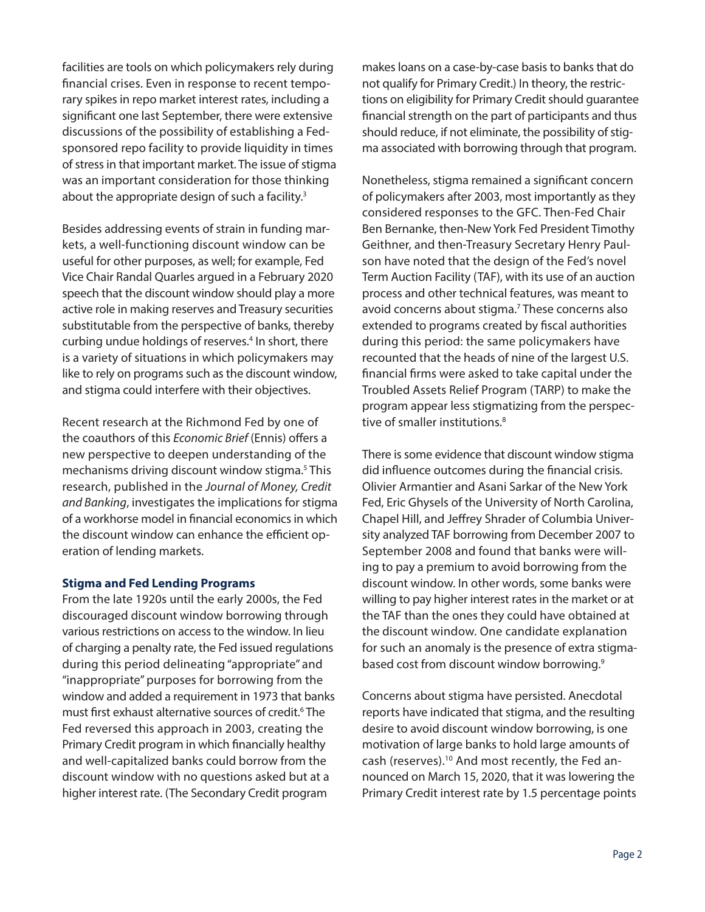facilities are tools on which policymakers rely during financial crises. Even in response to recent temporary spikes in repo market interest rates, including a significant one last September, there were extensive discussions of the possibility of establishing a Fed-sponsored repo facility to provide liquidity in times of stress in that important market. The issue of stigma was an important consideration for those thinking about the appropriate design of such a facility.[3]

Besides addressing events of strain in funding markets, a well-functioning discount window can be useful for other purposes, as well; for example, Fed Vice Chair Randal Quarles argued in a February 2020 speech that the discount window should play a more active role in making reserves and Treasury securities substitutable from the perspective of banks, thereby curbing undue holdings of reserves.[4] In short, there is a variety of situations in which policymakers may like to rely on programs such as the discount window, and stigma could interfere with their objectives.

Recent research at the Richmond Fed by one of the coauthors of this *Economic Brief* (Ennis) offers a new perspective to deepen understanding of the mechanisms driving discount window stigma.[5] This research, published in the *Journal of Money, Credit and Banking*, investigates the implications for stigma of a workhorse model in financial economics in which the discount window can enhance the efficient operation of lending markets.

**Stigma and Fed Lending Programs**

From the late 1920s until the early 2000s, the Fed discouraged discount window borrowing through various restrictions on access to the window. In lieu of charging a penalty rate, the Fed issued regulations during this period delineating "appropriate" and "inappropriate" purposes for borrowing from the window and added a requirement in 1973 that banks must first exhaust alternative sources of credit.[6] The Fed reversed this approach in 2003, creating the Primary Credit program in which financially healthy and well-capitalized banks could borrow from the discount window with no questions asked but at a higher interest rate. (The Secondary Credit program makes loans on a case-by-case basis to banks that do not qualify for Primary Credit.) In theory, the restrictions on eligibility for Primary Credit should guarantee financial strength on the part of participants and thus should reduce, if not eliminate, the possibility of stigma associated with borrowing through that program.

Nonetheless, stigma remained a significant concern of policymakers after 2003, most importantly as they considered responses to the GFC. Then-Fed Chair Ben Bernanke, then-New York Fed President Timothy Geithner, and then-Treasury Secretary Henry Paulson have noted that the design of the Fed's novel Term Auction Facility (TAF), with its use of an auction process and other technical features, was meant to avoid concerns about stigma.[7] These concerns also extended to programs created by fiscal authorities during this period: the same policymakers have recounted that the heads of nine of the largest U.S. financial firms were asked to take capital under the Troubled Assets Relief Program (TARP) to make the program appear less stigmatizing from the perspective of smaller institutions.[8]

There is some evidence that discount window stigma did influence outcomes during the financial crisis. Olivier Armantier and Asani Sarkar of the New York Fed, Eric Ghysels of the University of North Carolina, Chapel Hill, and Jeffrey Shrader of Columbia University analyzed TAF borrowing from December 2007 to September 2008 and found that banks were willing to pay a premium to avoid borrowing from the discount window. In other words, some banks were willing to pay higher interest rates in the market or at the TAF than the ones they could have obtained at the discount window. One candidate explanation for such an anomaly is the presence of extra stigma-based cost from discount window borrowing.[9]

Concerns about stigma have persisted. Anecdotal reports have indicated that stigma, and the resulting desire to avoid discount window borrowing, is one motivation of large banks to hold large amounts of cash (reserves).[10] And most recently, the Fed announced on March 15, 2020, that it was lowering the Primary Credit interest rate by 1.5 percentage points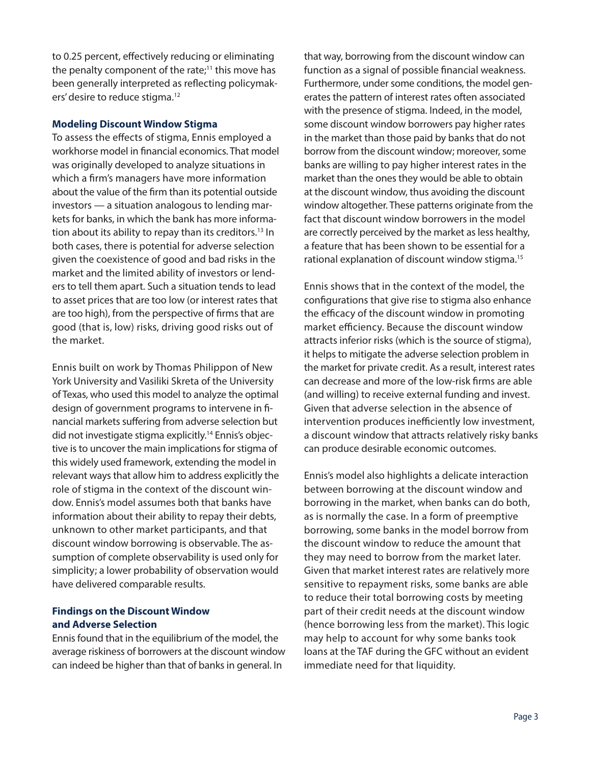to 0.25 percent, effectively reducing or eliminating the penalty component of the rate;[11] this move has been generally interpreted as reflecting policymakers' desire to reduce stigma.[12]

### Modeling Discount Window Stigma

To assess the effects of stigma, Ennis employed a workhorse model in financial economics. That model was originally developed to analyze situations in which a firm's managers have more information about the value of the firm than its potential outside investors — a situation analogous to lending markets for banks, in which the bank has more information about its ability to repay than its creditors.[13] In both cases, there is potential for adverse selection given the coexistence of good and bad risks in the market and the limited ability of investors or lenders to tell them apart. Such a situation tends to lead to asset prices that are too low (or interest rates that are too high), from the perspective of firms that are good (that is, low) risks, driving good risks out of the market.

Ennis built on work by Thomas Philippon of New York University and Vasiliki Skreta of the University of Texas, who used this model to analyze the optimal design of government programs to intervene in financial markets suffering from adverse selection but did not investigate stigma explicitly.[14] Ennis's objective is to uncover the main implications for stigma of this widely used framework, extending the model in relevant ways that allow him to address explicitly the role of stigma in the context of the discount window. Ennis's model assumes both that banks have information about their ability to repay their debts, unknown to other market participants, and that discount window borrowing is observable. The assumption of complete observability is used only for simplicity; a lower probability of observation would have delivered comparable results.

### Findings on the Discount Window and Adverse Selection

Ennis found that in the equilibrium of the model, the average riskiness of borrowers at the discount window can indeed be higher than that of banks in general. In that way, borrowing from the discount window can function as a signal of possible financial weakness. Furthermore, under some conditions, the model generates the pattern of interest rates often associated with the presence of stigma. Indeed, in the model, some discount window borrowers pay higher rates in the market than those paid by banks that do not borrow from the discount window; moreover, some banks are willing to pay higher interest rates in the market than the ones they would be able to obtain at the discount window, thus avoiding the discount window altogether. These patterns originate from the fact that discount window borrowers in the model are correctly perceived by the market as less healthy, a feature that has been shown to be essential for a rational explanation of discount window stigma.[15]

Ennis shows that in the context of the model, the configurations that give rise to stigma also enhance the efficacy of the discount window in promoting market efficiency. Because the discount window attracts inferior risks (which is the source of stigma), it helps to mitigate the adverse selection problem in the market for private credit. As a result, interest rates can decrease and more of the low-risk firms are able (and willing) to receive external funding and invest. Given that adverse selection in the absence of intervention produces inefficiently low investment, a discount window that attracts relatively risky banks can produce desirable economic outcomes.

Ennis's model also highlights a delicate interaction between borrowing at the discount window and borrowing in the market, when banks can do both, as is normally the case. In a form of preemptive borrowing, some banks in the model borrow from the discount window to reduce the amount that they may need to borrow from the market later. Given that market interest rates are relatively more sensitive to repayment risks, some banks are able to reduce their total borrowing costs by meeting part of their credit needs at the discount window (hence borrowing less from the market). This logic may help to account for why some banks took loans at the TAF during the GFC without an evident immediate need for that liquidity.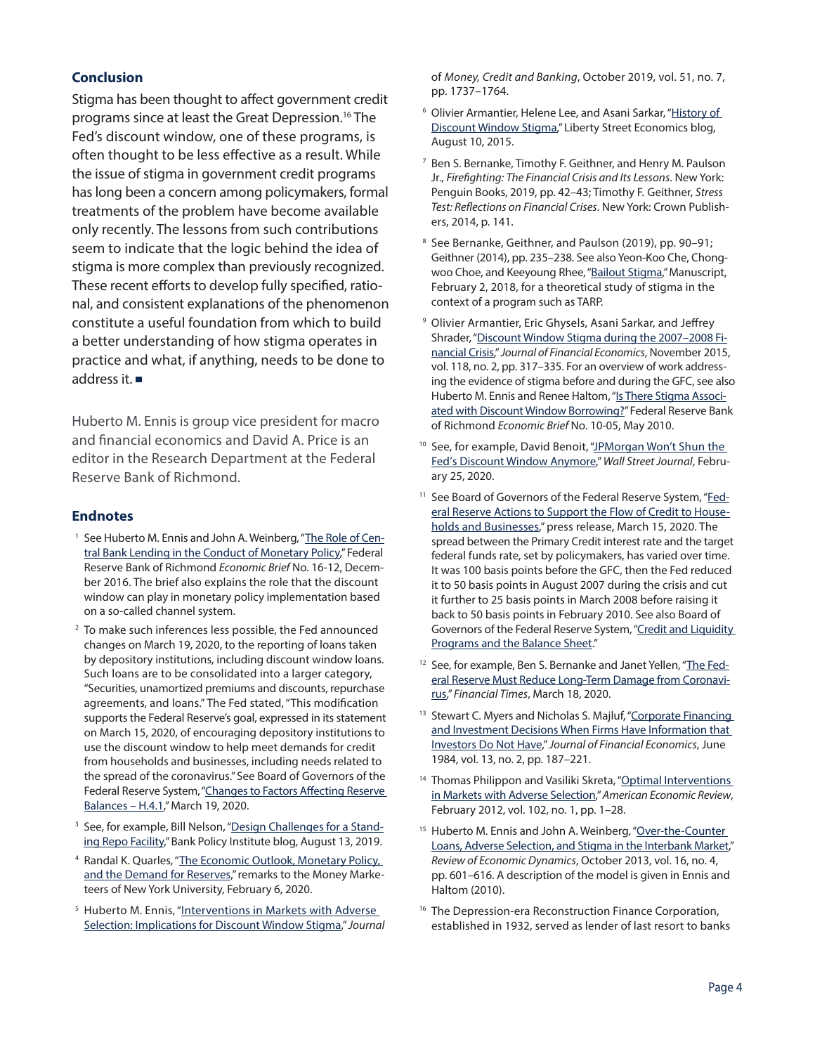## Conclusion

Stigma has been thought to affect government credit programs since at least the Great Depression.[16] The Fed's discount window, one of these programs, is often thought to be less effective as a result. While the issue of stigma in government credit programs has long been a concern among policymakers, formal treatments of the problem have become available only recently. The lessons from such contributions seem to indicate that the logic behind the idea of stigma is more complex than previously recognized. These recent efforts to develop fully specified, rational, and consistent explanations of the phenomenon constitute a useful foundation from which to build a better understanding of how stigma operates in practice and what, if anything, needs to be done to address it. ■

Huberto M. Ennis is group vice president for macro and financial economics and David A. Price is an editor in the Research Department at the Federal Reserve Bank of Richmond.

## Endnotes

1. See Huberto M. Ennis and John A. Weinberg, "The Role of Central Bank Lending in the Conduct of Monetary Policy," Federal Reserve Bank of Richmond *Economic Brief* No. 16-12, December 2016. The brief also explains the role that the discount window can play in monetary policy implementation based on a so-called channel system.

2. To make such inferences less possible, the Fed announced changes on March 19, 2020, to the reporting of loans taken by depository institutions, including discount window loans. Such loans are to be consolidated into a larger category, "Securities, unamortized premiums and discounts, repurchase agreements, and loans." The Fed stated, "This modification supports the Federal Reserve's goal, expressed in its statement on March 15, 2020, of encouraging depository institutions to use the discount window to help meet demands for credit from households and businesses, including needs related to the spread of the coronavirus." See Board of Governors of the Federal Reserve System, "Changes to Factors Affecting Reserve Balances – H.4.1," March 19, 2020.

3. See, for example, Bill Nelson, "Design Challenges for a Standing Repo Facility," Bank Policy Institute blog, August 13, 2019.

4. Randal K. Quarles, "The Economic Outlook, Monetary Policy, and the Demand for Reserves," remarks to the Money Marketeers of New York University, February 6, 2020.

5. Huberto M. Ennis, "Interventions in Markets with Adverse Selection: Implications for Discount Window Stigma," *Journal of Money, Credit and Banking*, October 2019, vol. 51, no. 7, pp. 1737–1764.

6. Olivier Armantier, Helene Lee, and Asani Sarkar, "History of Discount Window Stigma," Liberty Street Economics blog, August 10, 2015.

7. Ben S. Bernanke, Timothy F. Geithner, and Henry M. Paulson Jr., *Firefighting: The Financial Crisis and Its Lessons*. New York: Penguin Books, 2019, pp. 42–43; Timothy F. Geithner, *Stress Test: Reflections on Financial Crises*. New York: Crown Publishers, 2014, p. 141.

8. See Bernanke, Geithner, and Paulson (2019), pp. 90–91; Geithner (2014), pp. 235–238. See also Yeon-Koo Che, Chongwoo Choe, and Keeyoung Rhee, "Bailout Stigma," Manuscript, February 2, 2018, for a theoretical study of stigma in the context of a program such as TARP.

9. Olivier Armantier, Eric Ghysels, Asani Sarkar, and Jeffrey Shrader, "Discount Window Stigma during the 2007–2008 Financial Crisis," *Journal of Financial Economics*, November 2015, vol. 118, no. 2, pp. 317–335. For an overview of work addressing the evidence of stigma before and during the GFC, see also Huberto M. Ennis and Renee Haltom, "Is There Stigma Associated with Discount Window Borrowing?" Federal Reserve Bank of Richmond *Economic Brief* No. 10-05, May 2010.

10. See, for example, David Benoit, "JPMorgan Won't Shun the Fed's Discount Window Anymore," *Wall Street Journal*, February 25, 2020.

11. See Board of Governors of the Federal Reserve System, "Federal Reserve Actions to Support the Flow of Credit to Households and Businesses," press release, March 15, 2020. The spread between the Primary Credit interest rate and the target federal funds rate, set by policymakers, has varied over time. It was 100 basis points before the GFC, then the Fed reduced it to 50 basis points in August 2007 during the crisis and cut it further to 25 basis points in March 2008 before raising it back to 50 basis points in February 2010. See also Board of Governors of the Federal Reserve System, "Credit and Liquidity Programs and the Balance Sheet."

12. See, for example, Ben S. Bernanke and Janet Yellen, "The Federal Reserve Must Reduce Long-Term Damage from Coronavirus," *Financial Times*, March 18, 2020.

13. Stewart C. Myers and Nicholas S. Majluf, "Corporate Financing and Investment Decisions When Firms Have Information that Investors Do Not Have," *Journal of Financial Economics*, June 1984, vol. 13, no. 2, pp. 187–221.

14. Thomas Philippon and Vasiliki Skreta, "Optimal Interventions in Markets with Adverse Selection," *American Economic Review*, February 2012, vol. 102, no. 1, pp. 1–28.

15. Huberto M. Ennis and John A. Weinberg, "Over-the-Counter Loans, Adverse Selection, and Stigma in the Interbank Market," *Review of Economic Dynamics*, October 2013, vol. 16, no. 4, pp. 601–616. A description of the model is given in Ennis and Haltom (2010).

16. The Depression-era Reconstruction Finance Corporation, established in 1932, served as lender of last resort to banks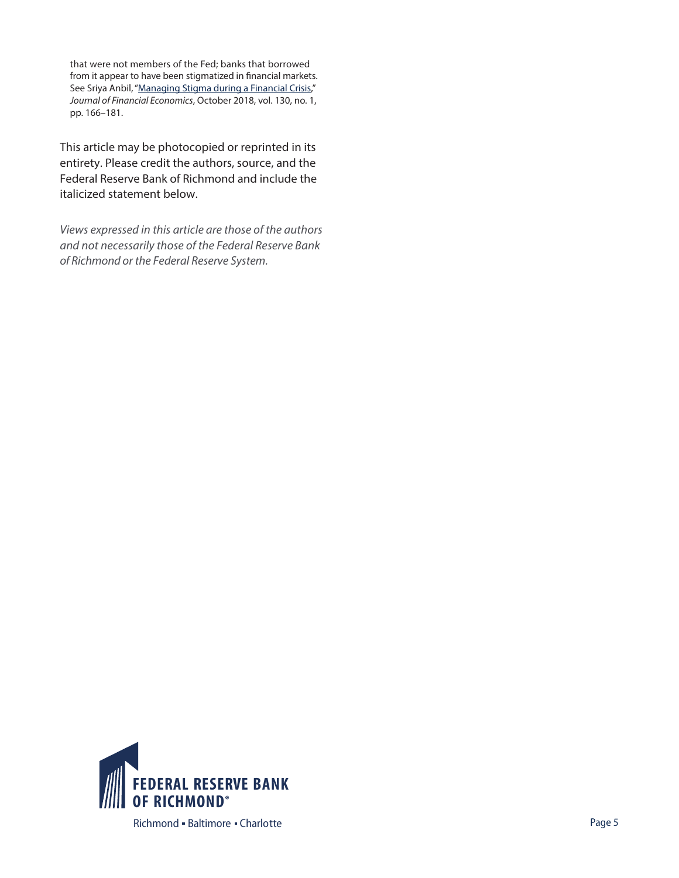that were not members of the Fed; banks that borrowed from it appear to have been stigmatized in financial markets. See Sriya Anbil, "Managing Stigma during a Financial Crisis," *Journal of Financial Economics*, October 2018, vol. 130, no. 1, pp. 166–181.

This article may be photocopied or reprinted in its entirety. Please credit the authors, source, and the Federal Reserve Bank of Richmond and include the italicized statement below.

*Views expressed in this article are those of the authors and not necessarily those of the Federal Reserve Bank of Richmond or the Federal Reserve System.*

FEDERAL RESERVE BANK OF RICHMOND®

Richmond ▪ Baltimore ▪ Charlotte